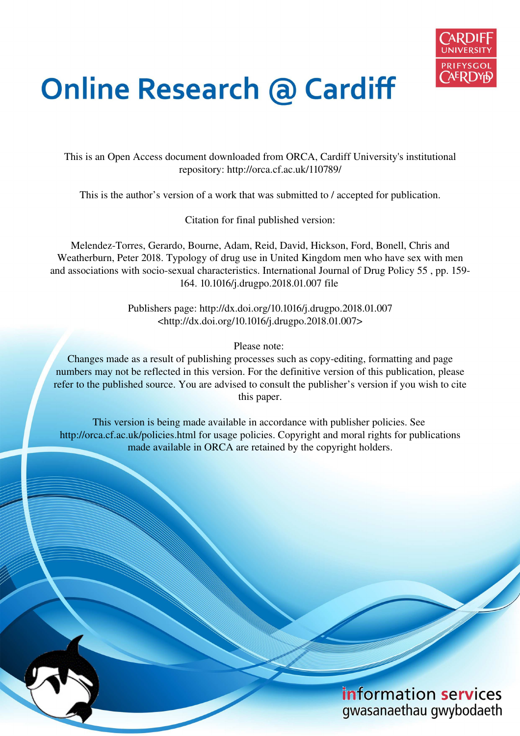# Online Research @ Cardiff

This is an Open Access document downloaded from ORCA, Cardiff University's institutional repository: http://orca.cf.ac.uk/110789/

This is the author's version of a work that was submitted to / accepted for publication.

Citation for final published version:

Melendez-Torres, Gerardo, Bourne, Adam, Reid, David, Hickson, Ford, Bonell, Chris and Weatherburn, Peter 2018. Typology of drug use in United Kingdom men who have sex with men and associations with socio-sexual characteristics. International Journal of Drug Policy 55 , pp. 159-164. 10.1016/j.drugpo.2018.01.007 file

Publishers page: http://dx.doi.org/10.1016/j.drugpo.2018.01.007 <http://dx.doi.org/10.1016/j.drugpo.2018.01.007>

Please note:
Changes made as a result of publishing processes such as copy-editing, formatting and page numbers may not be reflected in this version. For the definitive version of this publication, please refer to the published source. You are advised to consult the publisher's version if you wish to cite this paper.

This version is being made available in accordance with publisher policies. See http://orca.cf.ac.uk/policies.html for usage policies. Copyright and moral rights for publications made available in ORCA are retained by the copyright holders.

information services
gwasanaethau gwybodaeth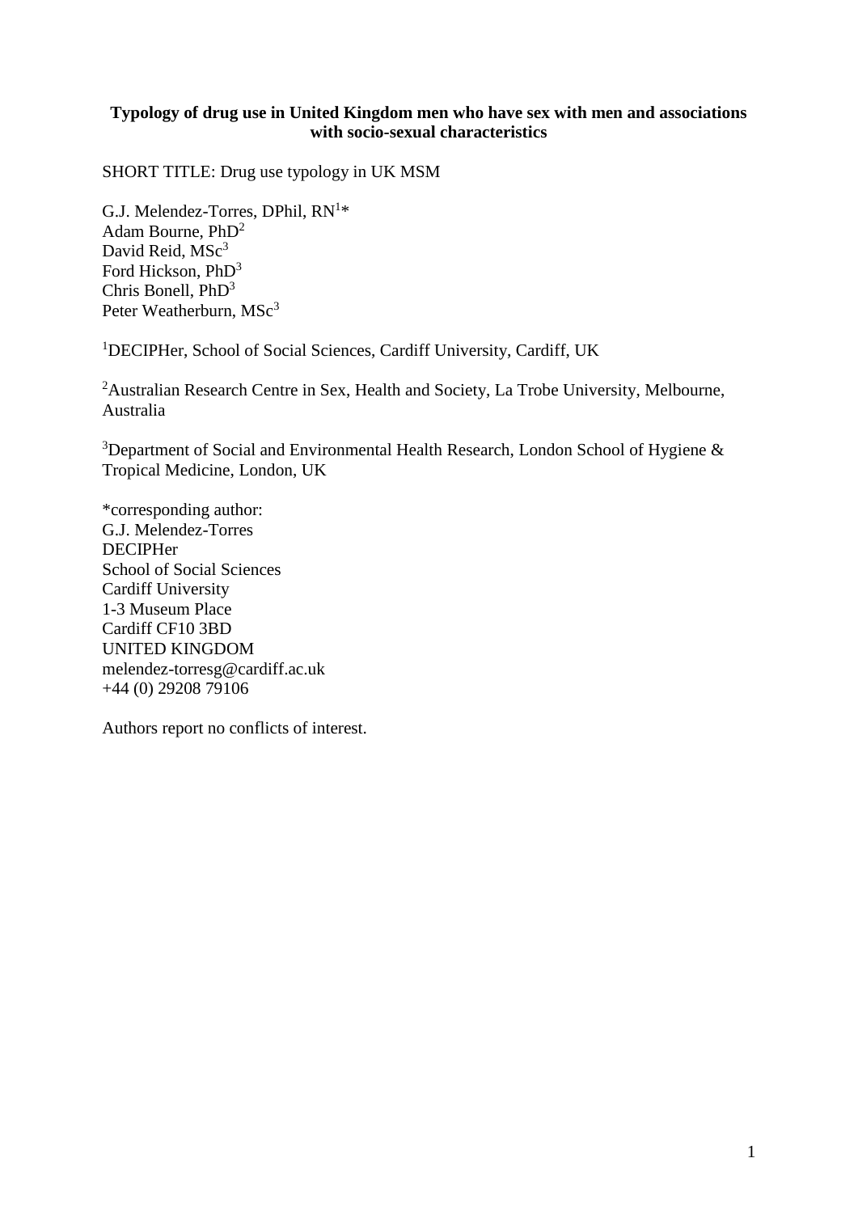**Typology of drug use in United Kingdom men who have sex with men and associations with socio-sexual characteristics**

SHORT TITLE: Drug use typology in UK MSM

G.J. Melendez-Torres, DPhil, RN[1]*
Adam Bourne, PhD[2]
David Reid, MSc[3]
Ford Hickson, PhD[3]
Chris Bonell, PhD[3]
Peter Weatherburn, MSc[3]

[1]DECIPHer, School of Social Sciences, Cardiff University, Cardiff, UK

[2]Australian Research Centre in Sex, Health and Society, La Trobe University, Melbourne, Australia

[3]Department of Social and Environmental Health Research, London School of Hygiene & Tropical Medicine, London, UK

*corresponding author:
G.J. Melendez-Torres
DECIPHer
School of Social Sciences
Cardiff University
1-3 Museum Place
Cardiff CF10 3BD
UNITED KINGDOM
melendez-torresg@cardiff.ac.uk
+44 (0) 29208 79106

Authors report no conflicts of interest.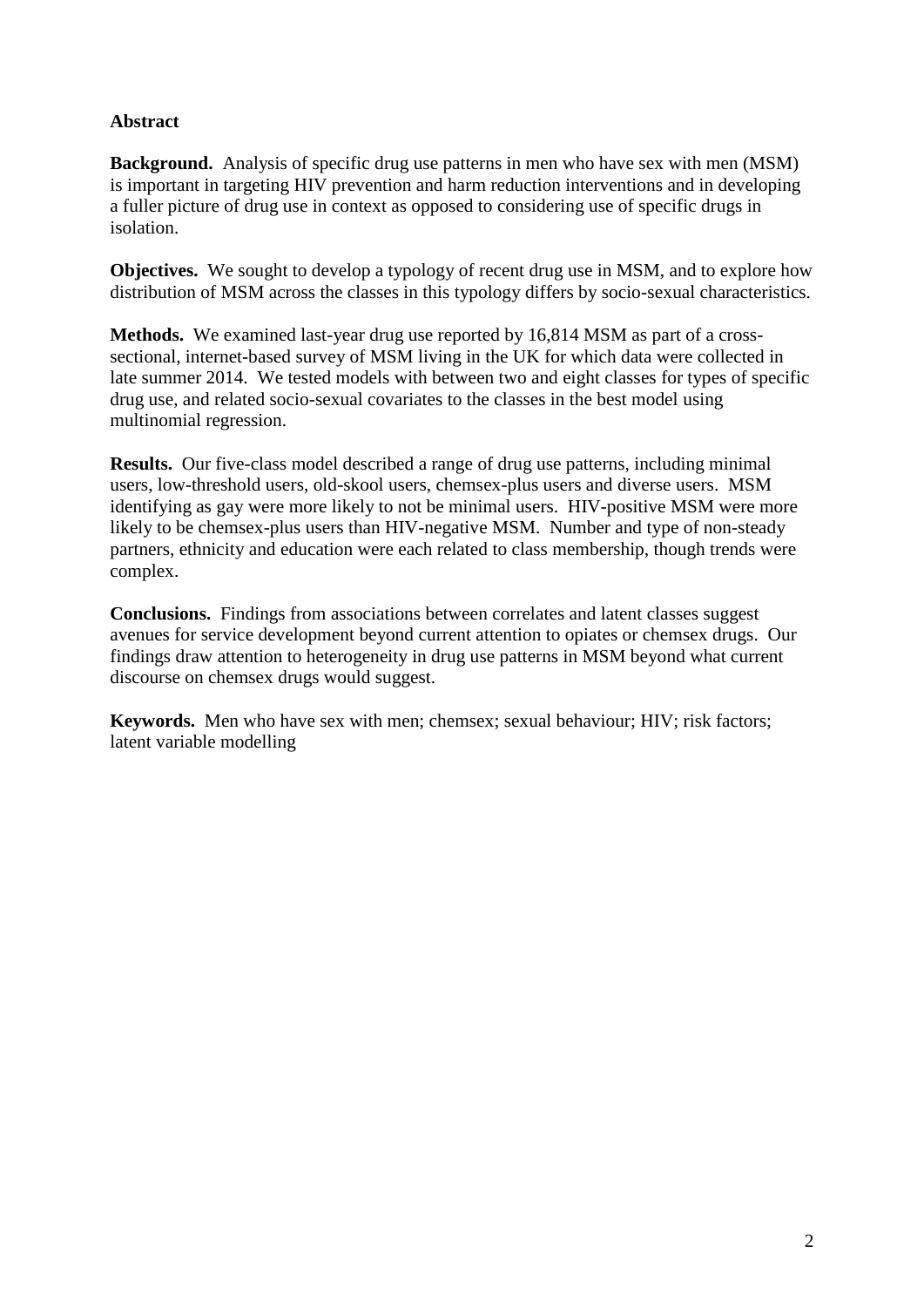## Abstract

**Background.** Analysis of specific drug use patterns in men who have sex with men (MSM) is important in targeting HIV prevention and harm reduction interventions and in developing a fuller picture of drug use in context as opposed to considering use of specific drugs in isolation.

**Objectives.** We sought to develop a typology of recent drug use in MSM, and to explore how distribution of MSM across the classes in this typology differs by socio-sexual characteristics.

**Methods.** We examined last-year drug use reported by 16,814 MSM as part of a cross-sectional, internet-based survey of MSM living in the UK for which data were collected in late summer 2014. We tested models with between two and eight classes for types of specific drug use, and related socio-sexual covariates to the classes in the best model using multinomial regression.

**Results.** Our five-class model described a range of drug use patterns, including minimal users, low-threshold users, old-skool users, chemsex-plus users and diverse users. MSM identifying as gay were more likely to not be minimal users. HIV-positive MSM were more likely to be chemsex-plus users than HIV-negative MSM. Number and type of non-steady partners, ethnicity and education were each related to class membership, though trends were complex.

**Conclusions.** Findings from associations between correlates and latent classes suggest avenues for service development beyond current attention to opiates or chemsex drugs. Our findings draw attention to heterogeneity in drug use patterns in MSM beyond what current discourse on chemsex drugs would suggest.

**Keywords.** Men who have sex with men; chemsex; sexual behaviour; HIV; risk factors; latent variable modelling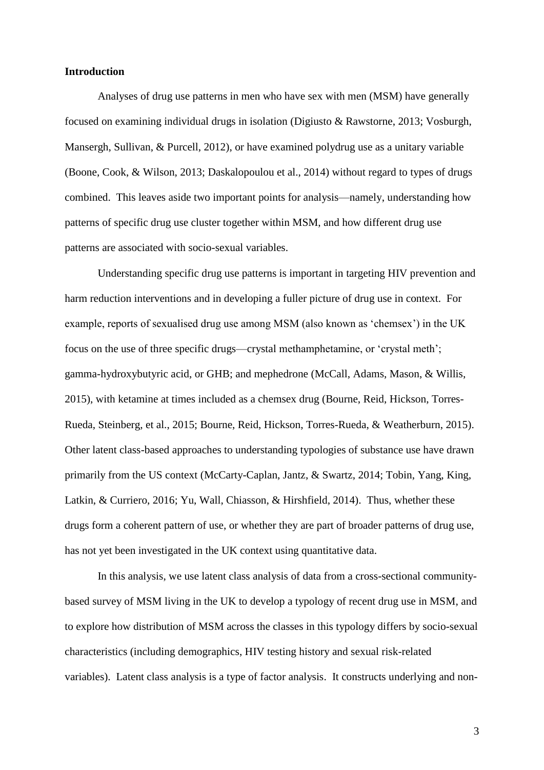**Introduction**

Analyses of drug use patterns in men who have sex with men (MSM) have generally focused on examining individual drugs in isolation (Digiusto & Rawstorne, 2013; Vosburgh, Mansergh, Sullivan, & Purcell, 2012), or have examined polydrug use as a unitary variable (Boone, Cook, & Wilson, 2013; Daskalopoulou et al., 2014) without regard to types of drugs combined. This leaves aside two important points for analysis—namely, understanding how patterns of specific drug use cluster together within MSM, and how different drug use patterns are associated with socio-sexual variables.

Understanding specific drug use patterns is important in targeting HIV prevention and harm reduction interventions and in developing a fuller picture of drug use in context. For example, reports of sexualised drug use among MSM (also known as 'chemsex') in the UK focus on the use of three specific drugs—crystal methamphetamine, or 'crystal meth'; gamma-hydroxybutyric acid, or GHB; and mephedrone (McCall, Adams, Mason, & Willis, 2015), with ketamine at times included as a chemsex drug (Bourne, Reid, Hickson, Torres-Rueda, Steinberg, et al., 2015; Bourne, Reid, Hickson, Torres-Rueda, & Weatherburn, 2015). Other latent class-based approaches to understanding typologies of substance use have drawn primarily from the US context (McCarty-Caplan, Jantz, & Swartz, 2014; Tobin, Yang, King, Latkin, & Curriero, 2016; Yu, Wall, Chiasson, & Hirshfield, 2014). Thus, whether these drugs form a coherent pattern of use, or whether they are part of broader patterns of drug use, has not yet been investigated in the UK context using quantitative data.

In this analysis, we use latent class analysis of data from a cross-sectional community-based survey of MSM living in the UK to develop a typology of recent drug use in MSM, and to explore how distribution of MSM across the classes in this typology differs by socio-sexual characteristics (including demographics, HIV testing history and sexual risk-related variables). Latent class analysis is a type of factor analysis. It constructs underlying and non-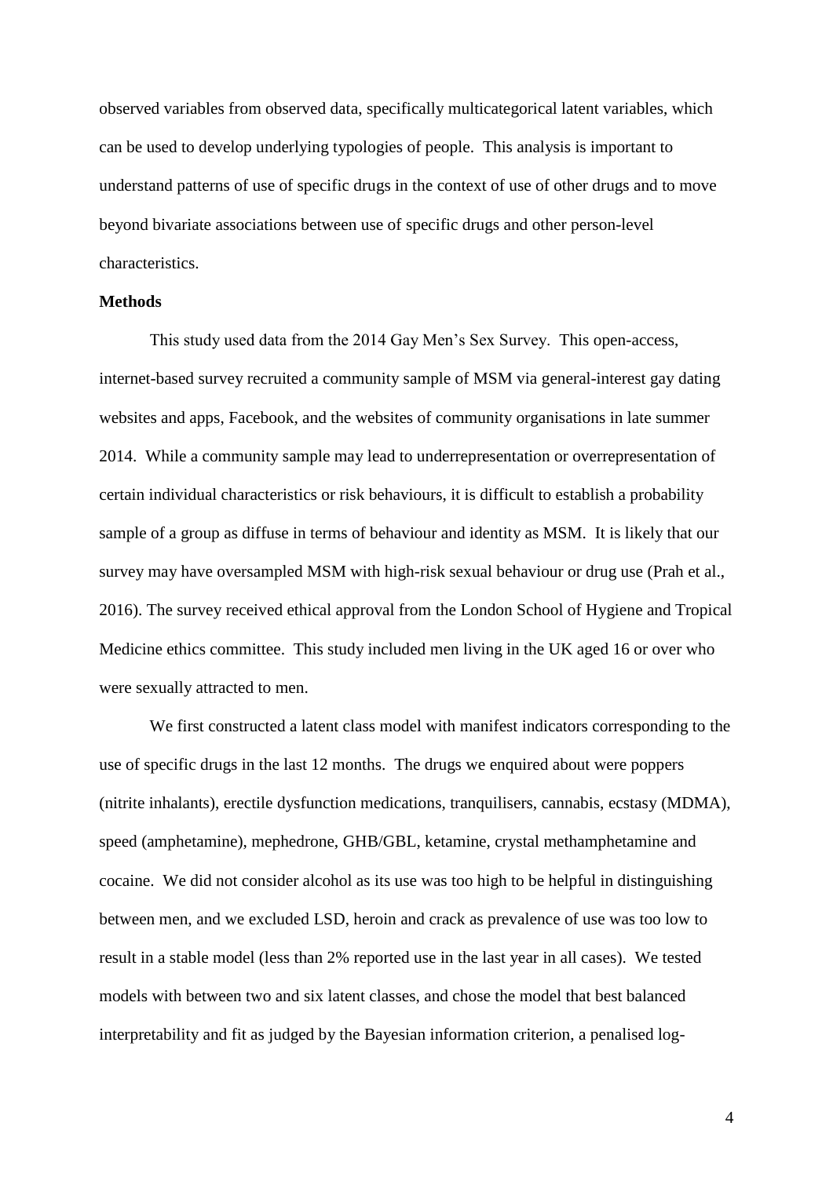observed variables from observed data, specifically multicategorical latent variables, which can be used to develop underlying typologies of people. This analysis is important to understand patterns of use of specific drugs in the context of use of other drugs and to move beyond bivariate associations between use of specific drugs and other person-level characteristics.

## Methods

This study used data from the 2014 Gay Men's Sex Survey. This open-access, internet-based survey recruited a community sample of MSM via general-interest gay dating websites and apps, Facebook, and the websites of community organisations in late summer 2014. While a community sample may lead to underrepresentation or overrepresentation of certain individual characteristics or risk behaviours, it is difficult to establish a probability sample of a group as diffuse in terms of behaviour and identity as MSM. It is likely that our survey may have oversampled MSM with high-risk sexual behaviour or drug use (Prah et al., 2016). The survey received ethical approval from the London School of Hygiene and Tropical Medicine ethics committee. This study included men living in the UK aged 16 or over who were sexually attracted to men.

We first constructed a latent class model with manifest indicators corresponding to the use of specific drugs in the last 12 months. The drugs we enquired about were poppers (nitrite inhalants), erectile dysfunction medications, tranquilisers, cannabis, ecstasy (MDMA), speed (amphetamine), mephedrone, GHB/GBL, ketamine, crystal methamphetamine and cocaine. We did not consider alcohol as its use was too high to be helpful in distinguishing between men, and we excluded LSD, heroin and crack as prevalence of use was too low to result in a stable model (less than 2% reported use in the last year in all cases). We tested models with between two and six latent classes, and chose the model that best balanced interpretability and fit as judged by the Bayesian information criterion, a penalised log-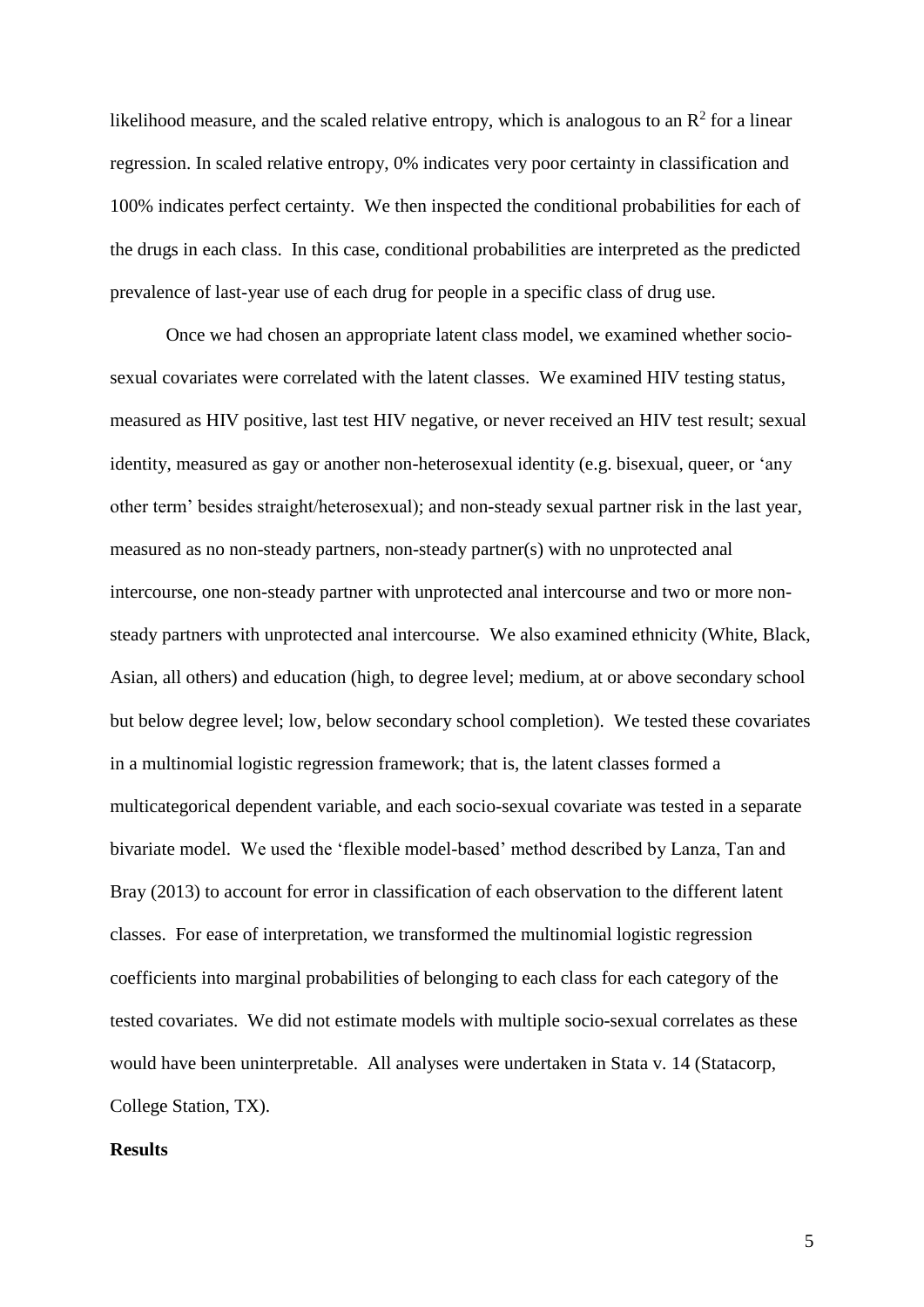likelihood measure, and the scaled relative entropy, which is analogous to an $R^2$ for a linear regression. In scaled relative entropy, 0% indicates very poor certainty in classification and 100% indicates perfect certainty. We then inspected the conditional probabilities for each of the drugs in each class. In this case, conditional probabilities are interpreted as the predicted prevalence of last-year use of each drug for people in a specific class of drug use.

Once we had chosen an appropriate latent class model, we examined whether socio-sexual covariates were correlated with the latent classes. We examined HIV testing status, measured as HIV positive, last test HIV negative, or never received an HIV test result; sexual identity, measured as gay or another non-heterosexual identity (e.g. bisexual, queer, or 'any other term' besides straight/heterosexual); and non-steady sexual partner risk in the last year, measured as no non-steady partners, non-steady partner(s) with no unprotected anal intercourse, one non-steady partner with unprotected anal intercourse and two or more non-steady partners with unprotected anal intercourse. We also examined ethnicity (White, Black, Asian, all others) and education (high, to degree level; medium, at or above secondary school but below degree level; low, below secondary school completion). We tested these covariates in a multinomial logistic regression framework; that is, the latent classes formed a multicategorical dependent variable, and each socio-sexual covariate was tested in a separate bivariate model. We used the 'flexible model-based' method described by Lanza, Tan and Bray (2013) to account for error in classification of each observation to the different latent classes. For ease of interpretation, we transformed the multinomial logistic regression coefficients into marginal probabilities of belonging to each class for each category of the tested covariates. We did not estimate models with multiple socio-sexual correlates as these would have been uninterpretable. All analyses were undertaken in Stata v. 14 (Statacorp, College Station, TX).

**Results**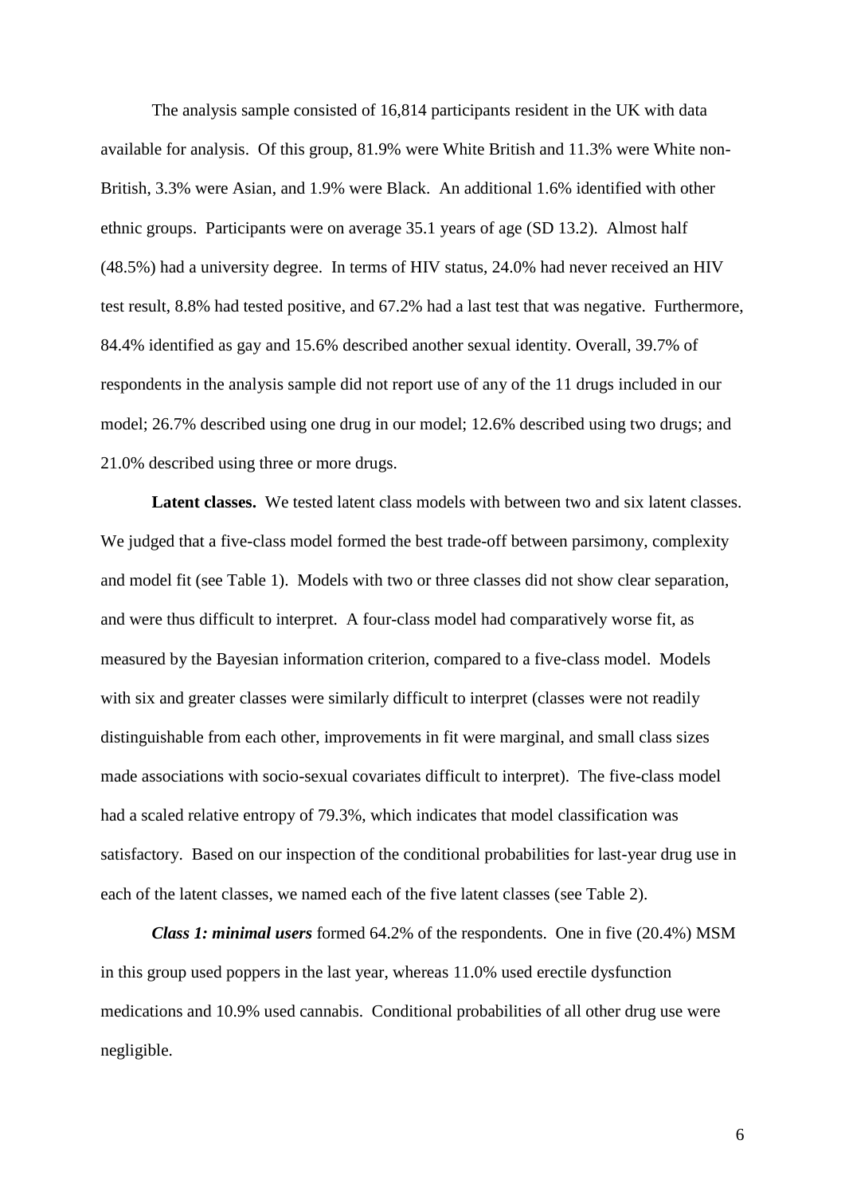The analysis sample consisted of 16,814 participants resident in the UK with data available for analysis. Of this group, 81.9% were White British and 11.3% were White non-British, 3.3% were Asian, and 1.9% were Black. An additional 1.6% identified with other ethnic groups. Participants were on average 35.1 years of age (SD 13.2). Almost half (48.5%) had a university degree. In terms of HIV status, 24.0% had never received an HIV test result, 8.8% had tested positive, and 67.2% had a last test that was negative. Furthermore, 84.4% identified as gay and 15.6% described another sexual identity. Overall, 39.7% of respondents in the analysis sample did not report use of any of the 11 drugs included in our model; 26.7% described using one drug in our model; 12.6% described using two drugs; and 21.0% described using three or more drugs.

**Latent classes.** We tested latent class models with between two and six latent classes. We judged that a five-class model formed the best trade-off between parsimony, complexity and model fit (see Table 1). Models with two or three classes did not show clear separation, and were thus difficult to interpret. A four-class model had comparatively worse fit, as measured by the Bayesian information criterion, compared to a five-class model. Models with six and greater classes were similarly difficult to interpret (classes were not readily distinguishable from each other, improvements in fit were marginal, and small class sizes made associations with socio-sexual covariates difficult to interpret). The five-class model had a scaled relative entropy of 79.3%, which indicates that model classification was satisfactory. Based on our inspection of the conditional probabilities for last-year drug use in each of the latent classes, we named each of the five latent classes (see Table 2).

***Class 1: minimal users*** formed 64.2% of the respondents. One in five (20.4%) MSM in this group used poppers in the last year, whereas 11.0% used erectile dysfunction medications and 10.9% used cannabis. Conditional probabilities of all other drug use were negligible.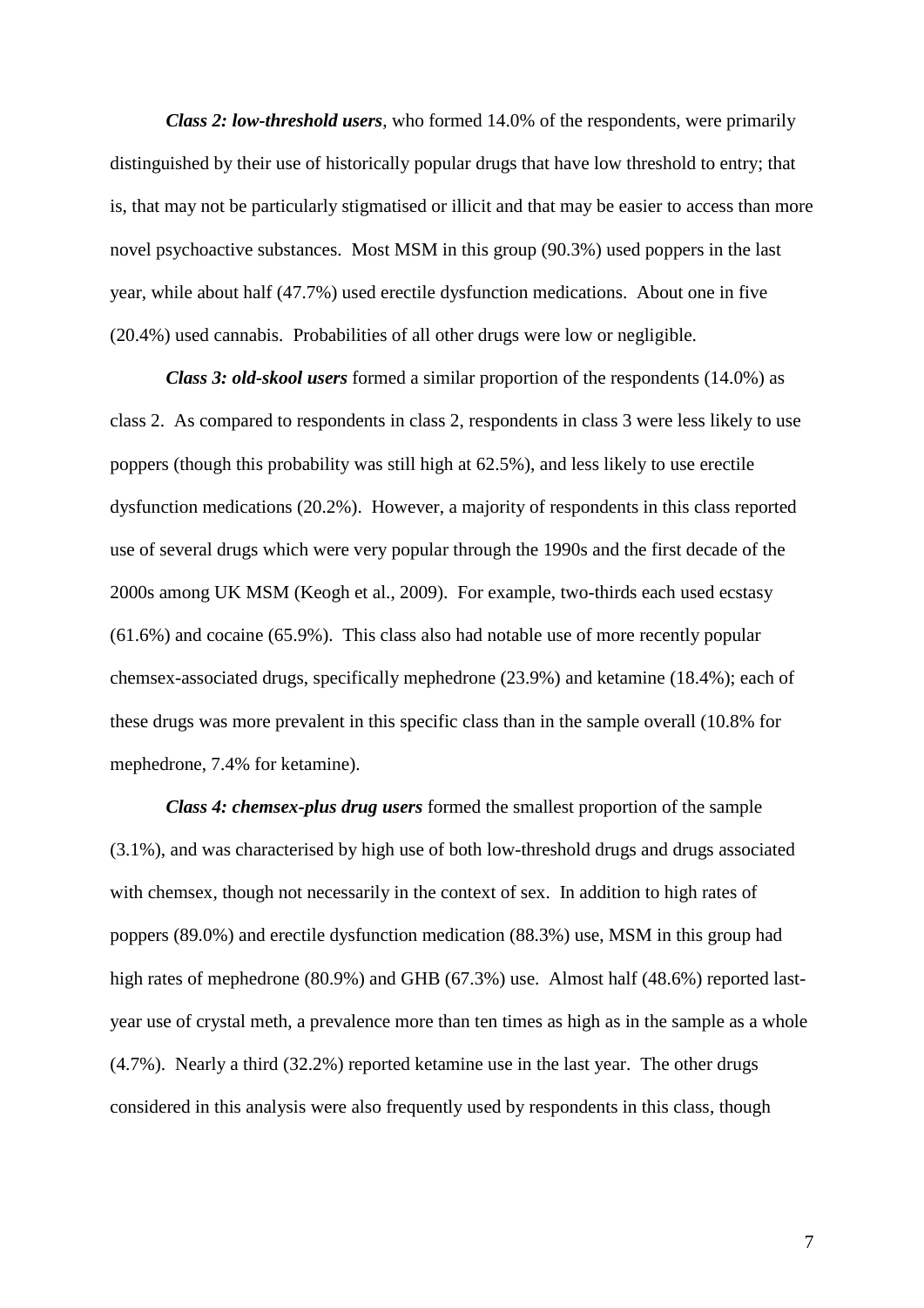***Class 2: low-threshold users***, who formed 14.0% of the respondents, were primarily distinguished by their use of historically popular drugs that have low threshold to entry; that is, that may not be particularly stigmatised or illicit and that may be easier to access than more novel psychoactive substances. Most MSM in this group (90.3%) used poppers in the last year, while about half (47.7%) used erectile dysfunction medications. About one in five (20.4%) used cannabis. Probabilities of all other drugs were low or negligible.

***Class 3: old-skool users*** formed a similar proportion of the respondents (14.0%) as class 2. As compared to respondents in class 2, respondents in class 3 were less likely to use poppers (though this probability was still high at 62.5%), and less likely to use erectile dysfunction medications (20.2%). However, a majority of respondents in this class reported use of several drugs which were very popular through the 1990s and the first decade of the 2000s among UK MSM (Keogh et al., 2009). For example, two-thirds each used ecstasy (61.6%) and cocaine (65.9%). This class also had notable use of more recently popular chemsex-associated drugs, specifically mephedrone (23.9%) and ketamine (18.4%); each of these drugs was more prevalent in this specific class than in the sample overall (10.8% for mephedrone, 7.4% for ketamine).

***Class 4: chemsex-plus drug users*** formed the smallest proportion of the sample (3.1%), and was characterised by high use of both low-threshold drugs and drugs associated with chemsex, though not necessarily in the context of sex. In addition to high rates of poppers (89.0%) and erectile dysfunction medication (88.3%) use, MSM in this group had high rates of mephedrone (80.9%) and GHB (67.3%) use. Almost half (48.6%) reported last-year use of crystal meth, a prevalence more than ten times as high as in the sample as a whole (4.7%). Nearly a third (32.2%) reported ketamine use in the last year. The other drugs considered in this analysis were also frequently used by respondents in this class, though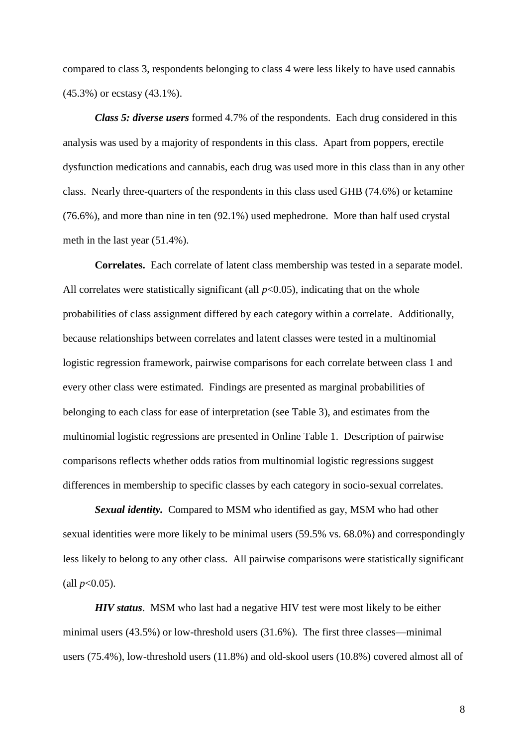compared to class 3, respondents belonging to class 4 were less likely to have used cannabis (45.3%) or ecstasy (43.1%).

***Class 5: diverse users*** formed 4.7% of the respondents. Each drug considered in this analysis was used by a majority of respondents in this class. Apart from poppers, erectile dysfunction medications and cannabis, each drug was used more in this class than in any other class. Nearly three-quarters of the respondents in this class used GHB (74.6%) or ketamine (76.6%), and more than nine in ten (92.1%) used mephedrone. More than half used crystal meth in the last year (51.4%).

**Correlates.** Each correlate of latent class membership was tested in a separate model. All correlates were statistically significant (all $p<0.05$), indicating that on the whole probabilities of class assignment differed by each category within a correlate. Additionally, because relationships between correlates and latent classes were tested in a multinomial logistic regression framework, pairwise comparisons for each correlate between class 1 and every other class were estimated. Findings are presented as marginal probabilities of belonging to each class for ease of interpretation (see Table 3), and estimates from the multinomial logistic regressions are presented in Online Table 1. Description of pairwise comparisons reflects whether odds ratios from multinomial logistic regressions suggest differences in membership to specific classes by each category in socio-sexual correlates.

***Sexual identity.*** Compared to MSM who identified as gay, MSM who had other sexual identities were more likely to be minimal users (59.5% vs. 68.0%) and correspondingly less likely to belong to any other class. All pairwise comparisons were statistically significant (all $p<0.05$).

***HIV status***. MSM who last had a negative HIV test were most likely to be either minimal users (43.5%) or low-threshold users (31.6%). The first three classes—minimal users (75.4%), low-threshold users (11.8%) and old-skool users (10.8%) covered almost all of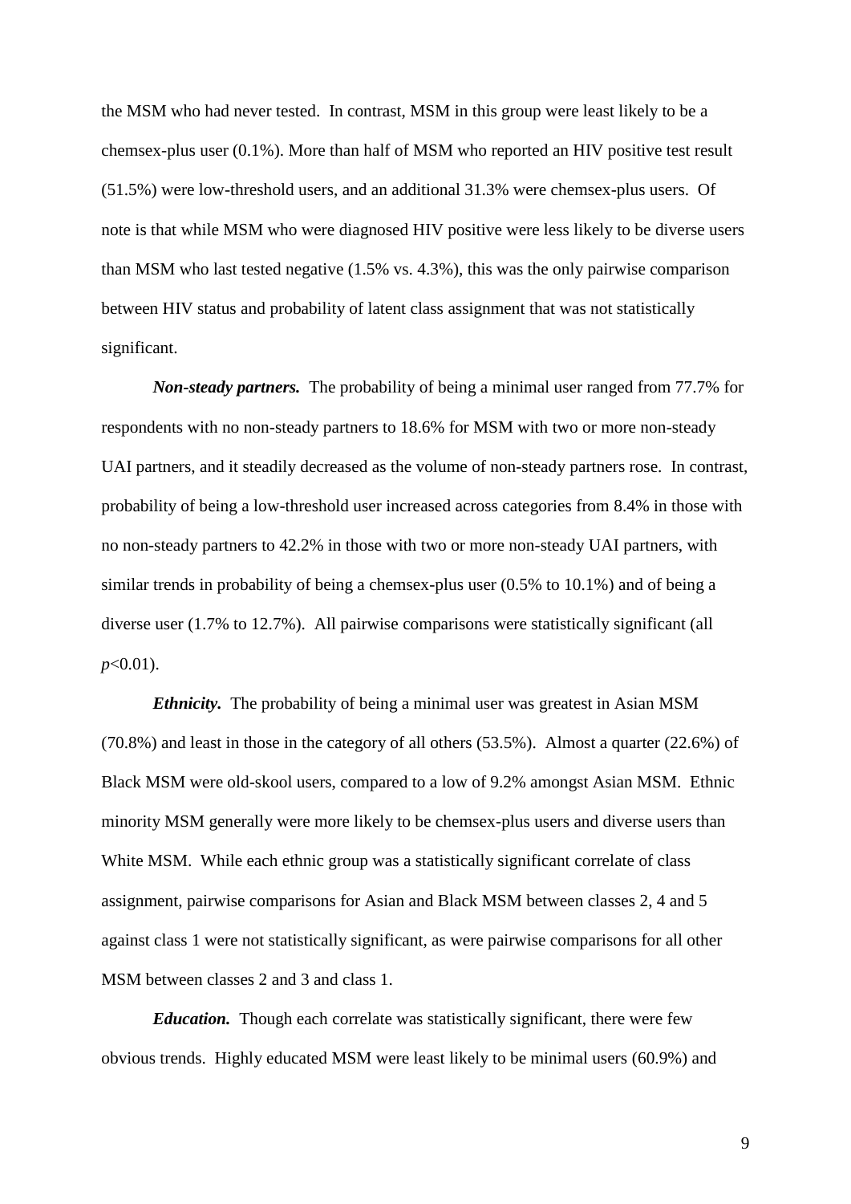the MSM who had never tested. In contrast, MSM in this group were least likely to be a chemsex-plus user (0.1%). More than half of MSM who reported an HIV positive test result (51.5%) were low-threshold users, and an additional 31.3% were chemsex-plus users. Of note is that while MSM who were diagnosed HIV positive were less likely to be diverse users than MSM who last tested negative (1.5% vs. 4.3%), this was the only pairwise comparison between HIV status and probability of latent class assignment that was not statistically significant.

***Non-steady partners.*** The probability of being a minimal user ranged from 77.7% for respondents with no non-steady partners to 18.6% for MSM with two or more non-steady UAI partners, and it steadily decreased as the volume of non-steady partners rose. In contrast, probability of being a low-threshold user increased across categories from 8.4% in those with no non-steady partners to 42.2% in those with two or more non-steady UAI partners, with similar trends in probability of being a chemsex-plus user (0.5% to 10.1%) and of being a diverse user (1.7% to 12.7%). All pairwise comparisons were statistically significant (all $p$<0.01).

***Ethnicity.*** The probability of being a minimal user was greatest in Asian MSM (70.8%) and least in those in the category of all others (53.5%). Almost a quarter (22.6%) of Black MSM were old-skool users, compared to a low of 9.2% amongst Asian MSM. Ethnic minority MSM generally were more likely to be chemsex-plus users and diverse users than White MSM. While each ethnic group was a statistically significant correlate of class assignment, pairwise comparisons for Asian and Black MSM between classes 2, 4 and 5 against class 1 were not statistically significant, as were pairwise comparisons for all other MSM between classes 2 and 3 and class 1.

***Education.*** Though each correlate was statistically significant, there were few obvious trends. Highly educated MSM were least likely to be minimal users (60.9%) and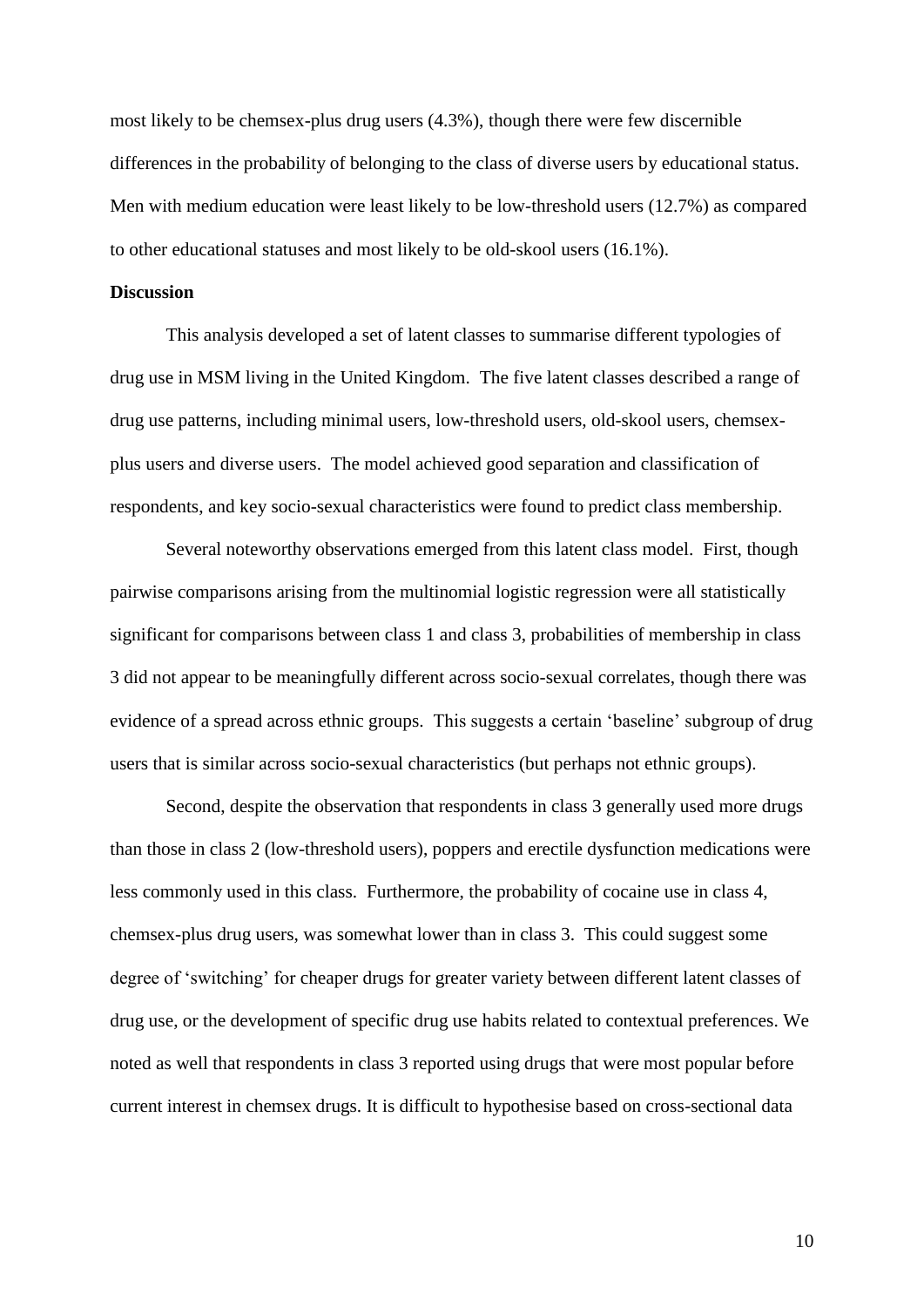most likely to be chemsex-plus drug users (4.3%), though there were few discernible differences in the probability of belonging to the class of diverse users by educational status. Men with medium education were least likely to be low-threshold users (12.7%) as compared to other educational statuses and most likely to be old-skool users (16.1%).

**Discussion**

This analysis developed a set of latent classes to summarise different typologies of drug use in MSM living in the United Kingdom. The five latent classes described a range of drug use patterns, including minimal users, low-threshold users, old-skool users, chemsex-plus users and diverse users. The model achieved good separation and classification of respondents, and key socio-sexual characteristics were found to predict class membership.

Several noteworthy observations emerged from this latent class model. First, though pairwise comparisons arising from the multinomial logistic regression were all statistically significant for comparisons between class 1 and class 3, probabilities of membership in class 3 did not appear to be meaningfully different across socio-sexual correlates, though there was evidence of a spread across ethnic groups. This suggests a certain 'baseline' subgroup of drug users that is similar across socio-sexual characteristics (but perhaps not ethnic groups).

Second, despite the observation that respondents in class 3 generally used more drugs than those in class 2 (low-threshold users), poppers and erectile dysfunction medications were less commonly used in this class. Furthermore, the probability of cocaine use in class 4, chemsex-plus drug users, was somewhat lower than in class 3. This could suggest some degree of 'switching' for cheaper drugs for greater variety between different latent classes of drug use, or the development of specific drug use habits related to contextual preferences. We noted as well that respondents in class 3 reported using drugs that were most popular before current interest in chemsex drugs. It is difficult to hypothesise based on cross-sectional data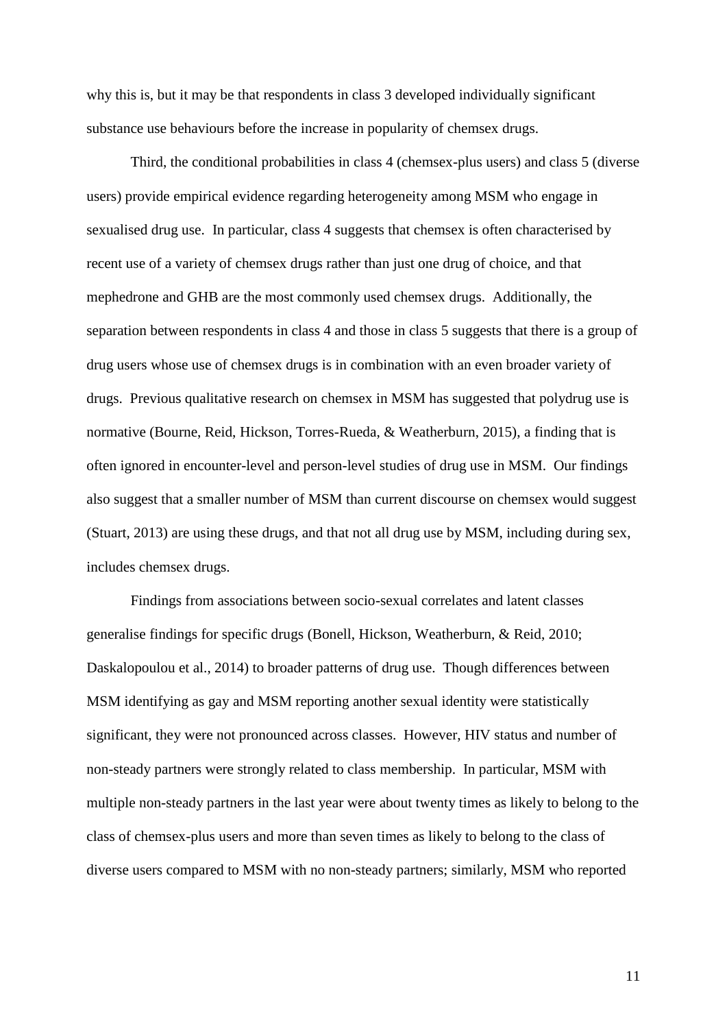why this is, but it may be that respondents in class 3 developed individually significant substance use behaviours before the increase in popularity of chemsex drugs.

Third, the conditional probabilities in class 4 (chemsex-plus users) and class 5 (diverse users) provide empirical evidence regarding heterogeneity among MSM who engage in sexualised drug use. In particular, class 4 suggests that chemsex is often characterised by recent use of a variety of chemsex drugs rather than just one drug of choice, and that mephedrone and GHB are the most commonly used chemsex drugs. Additionally, the separation between respondents in class 4 and those in class 5 suggests that there is a group of drug users whose use of chemsex drugs is in combination with an even broader variety of drugs. Previous qualitative research on chemsex in MSM has suggested that polydrug use is normative (Bourne, Reid, Hickson, Torres-Rueda, & Weatherburn, 2015), a finding that is often ignored in encounter-level and person-level studies of drug use in MSM. Our findings also suggest that a smaller number of MSM than current discourse on chemsex would suggest (Stuart, 2013) are using these drugs, and that not all drug use by MSM, including during sex, includes chemsex drugs.

Findings from associations between socio-sexual correlates and latent classes generalise findings for specific drugs (Bonell, Hickson, Weatherburn, & Reid, 2010; Daskalopoulou et al., 2014) to broader patterns of drug use. Though differences between MSM identifying as gay and MSM reporting another sexual identity were statistically significant, they were not pronounced across classes. However, HIV status and number of non-steady partners were strongly related to class membership. In particular, MSM with multiple non-steady partners in the last year were about twenty times as likely to belong to the class of chemsex-plus users and more than seven times as likely to belong to the class of diverse users compared to MSM with no non-steady partners; similarly, MSM who reported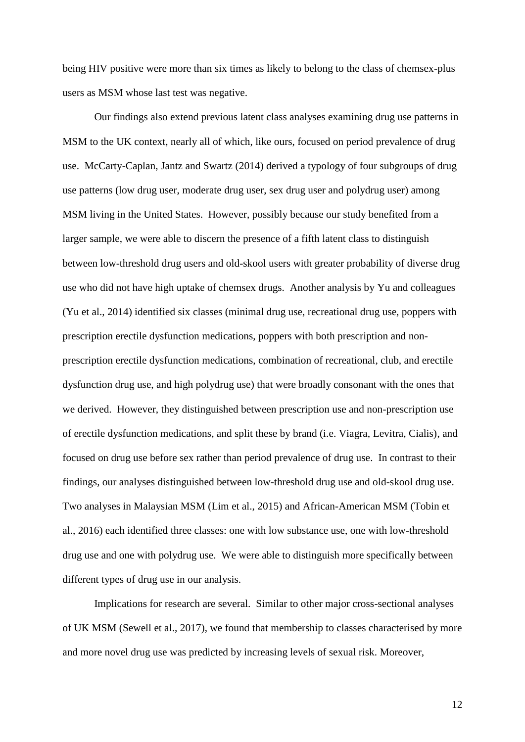being HIV positive were more than six times as likely to belong to the class of chemsex-plus users as MSM whose last test was negative.

Our findings also extend previous latent class analyses examining drug use patterns in MSM to the UK context, nearly all of which, like ours, focused on period prevalence of drug use. McCarty-Caplan, Jantz and Swartz (2014) derived a typology of four subgroups of drug use patterns (low drug user, moderate drug user, sex drug user and polydrug user) among MSM living in the United States. However, possibly because our study benefited from a larger sample, we were able to discern the presence of a fifth latent class to distinguish between low-threshold drug users and old-skool users with greater probability of diverse drug use who did not have high uptake of chemsex drugs. Another analysis by Yu and colleagues (Yu et al., 2014) identified six classes (minimal drug use, recreational drug use, poppers with prescription erectile dysfunction medications, poppers with both prescription and non-prescription erectile dysfunction medications, combination of recreational, club, and erectile dysfunction drug use, and high polydrug use) that were broadly consonant with the ones that we derived. However, they distinguished between prescription use and non-prescription use of erectile dysfunction medications, and split these by brand (i.e. Viagra, Levitra, Cialis), and focused on drug use before sex rather than period prevalence of drug use. In contrast to their findings, our analyses distinguished between low-threshold drug use and old-skool drug use. Two analyses in Malaysian MSM (Lim et al., 2015) and African-American MSM (Tobin et al., 2016) each identified three classes: one with low substance use, one with low-threshold drug use and one with polydrug use. We were able to distinguish more specifically between different types of drug use in our analysis.

Implications for research are several. Similar to other major cross-sectional analyses of UK MSM (Sewell et al., 2017), we found that membership to classes characterised by more and more novel drug use was predicted by increasing levels of sexual risk. Moreover,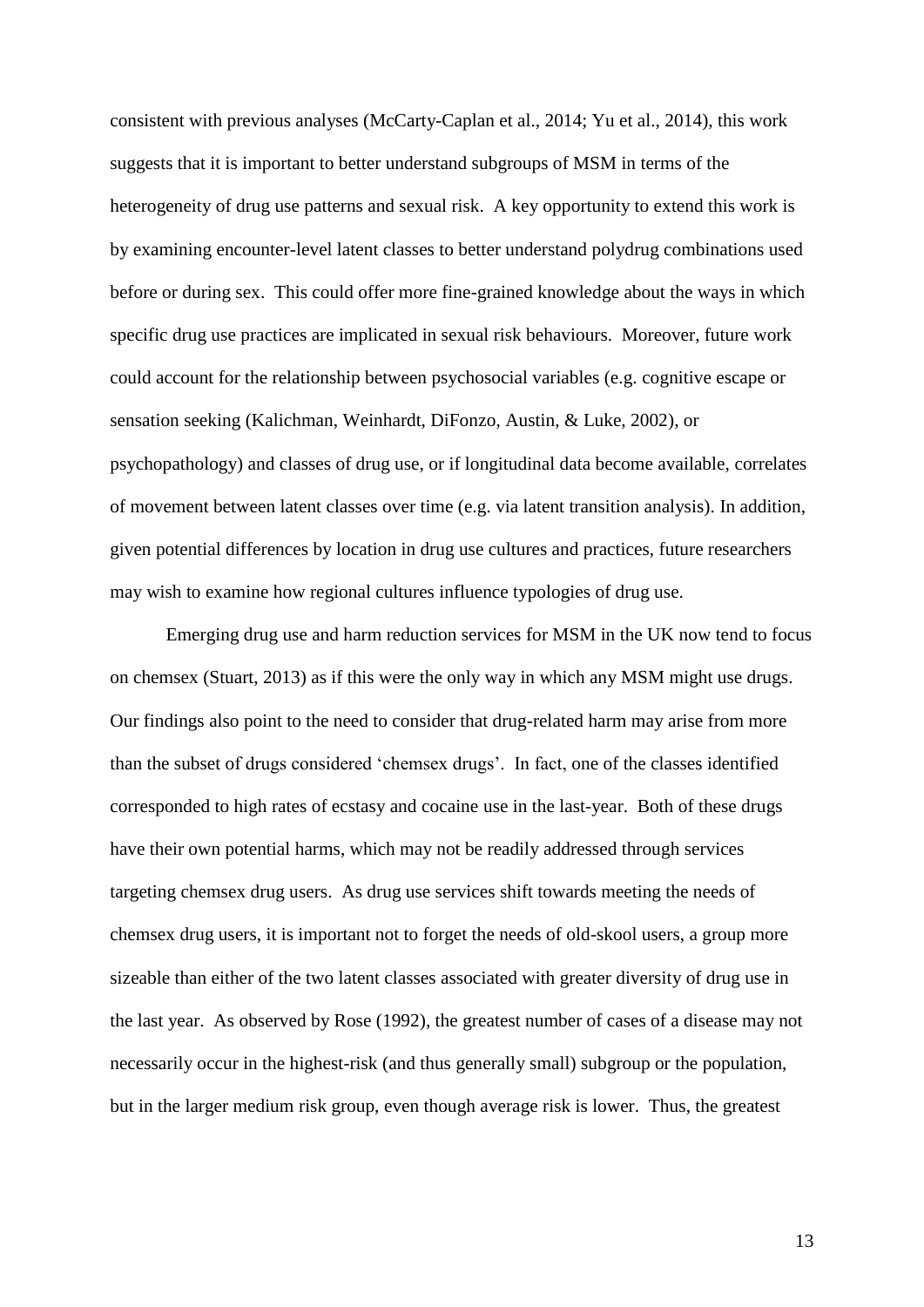consistent with previous analyses (McCarty-Caplan et al., 2014; Yu et al., 2014), this work suggests that it is important to better understand subgroups of MSM in terms of the heterogeneity of drug use patterns and sexual risk. A key opportunity to extend this work is by examining encounter-level latent classes to better understand polydrug combinations used before or during sex. This could offer more fine-grained knowledge about the ways in which specific drug use practices are implicated in sexual risk behaviours. Moreover, future work could account for the relationship between psychosocial variables (e.g. cognitive escape or sensation seeking (Kalichman, Weinhardt, DiFonzo, Austin, & Luke, 2002), or psychopathology) and classes of drug use, or if longitudinal data become available, correlates of movement between latent classes over time (e.g. via latent transition analysis). In addition, given potential differences by location in drug use cultures and practices, future researchers may wish to examine how regional cultures influence typologies of drug use.

Emerging drug use and harm reduction services for MSM in the UK now tend to focus on chemsex (Stuart, 2013) as if this were the only way in which any MSM might use drugs. Our findings also point to the need to consider that drug-related harm may arise from more than the subset of drugs considered 'chemsex drugs'. In fact, one of the classes identified corresponded to high rates of ecstasy and cocaine use in the last-year. Both of these drugs have their own potential harms, which may not be readily addressed through services targeting chemsex drug users. As drug use services shift towards meeting the needs of chemsex drug users, it is important not to forget the needs of old-skool users, a group more sizeable than either of the two latent classes associated with greater diversity of drug use in the last year. As observed by Rose (1992), the greatest number of cases of a disease may not necessarily occur in the highest-risk (and thus generally small) subgroup or the population, but in the larger medium risk group, even though average risk is lower. Thus, the greatest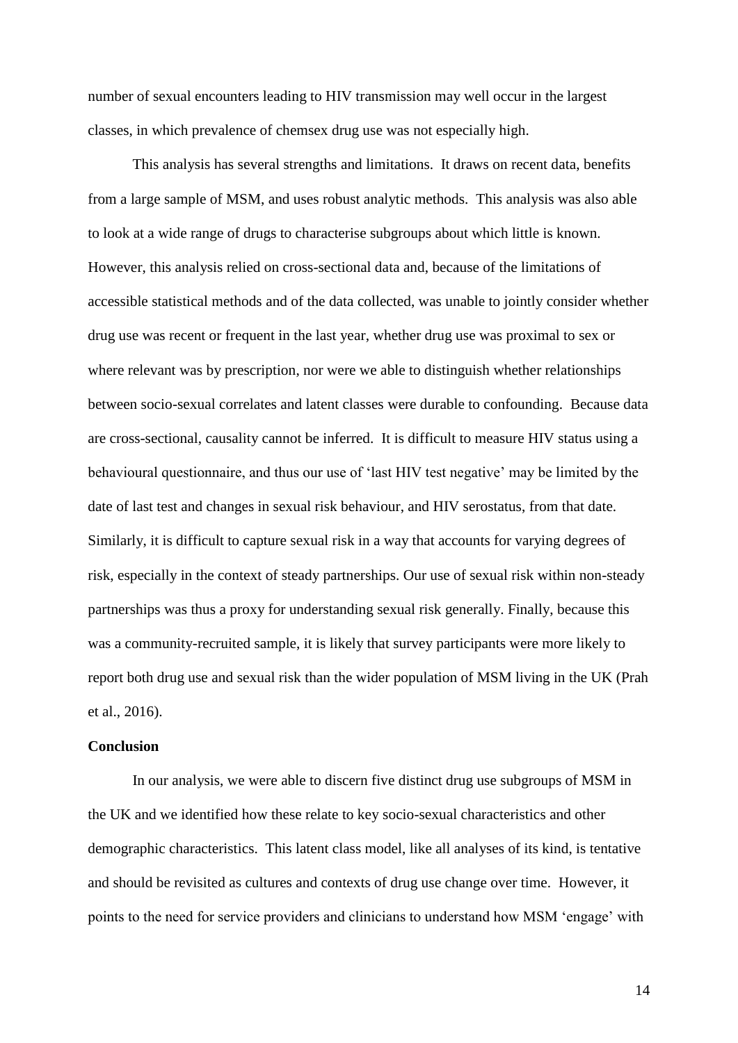number of sexual encounters leading to HIV transmission may well occur in the largest classes, in which prevalence of chemsex drug use was not especially high.

This analysis has several strengths and limitations. It draws on recent data, benefits from a large sample of MSM, and uses robust analytic methods. This analysis was also able to look at a wide range of drugs to characterise subgroups about which little is known. However, this analysis relied on cross-sectional data and, because of the limitations of accessible statistical methods and of the data collected, was unable to jointly consider whether drug use was recent or frequent in the last year, whether drug use was proximal to sex or where relevant was by prescription, nor were we able to distinguish whether relationships between socio-sexual correlates and latent classes were durable to confounding. Because data are cross-sectional, causality cannot be inferred. It is difficult to measure HIV status using a behavioural questionnaire, and thus our use of 'last HIV test negative' may be limited by the date of last test and changes in sexual risk behaviour, and HIV serostatus, from that date. Similarly, it is difficult to capture sexual risk in a way that accounts for varying degrees of risk, especially in the context of steady partnerships. Our use of sexual risk within non-steady partnerships was thus a proxy for understanding sexual risk generally. Finally, because this was a community-recruited sample, it is likely that survey participants were more likely to report both drug use and sexual risk than the wider population of MSM living in the UK (Prah et al., 2016).

## Conclusion

In our analysis, we were able to discern five distinct drug use subgroups of MSM in the UK and we identified how these relate to key socio-sexual characteristics and other demographic characteristics. This latent class model, like all analyses of its kind, is tentative and should be revisited as cultures and contexts of drug use change over time. However, it points to the need for service providers and clinicians to understand how MSM 'engage' with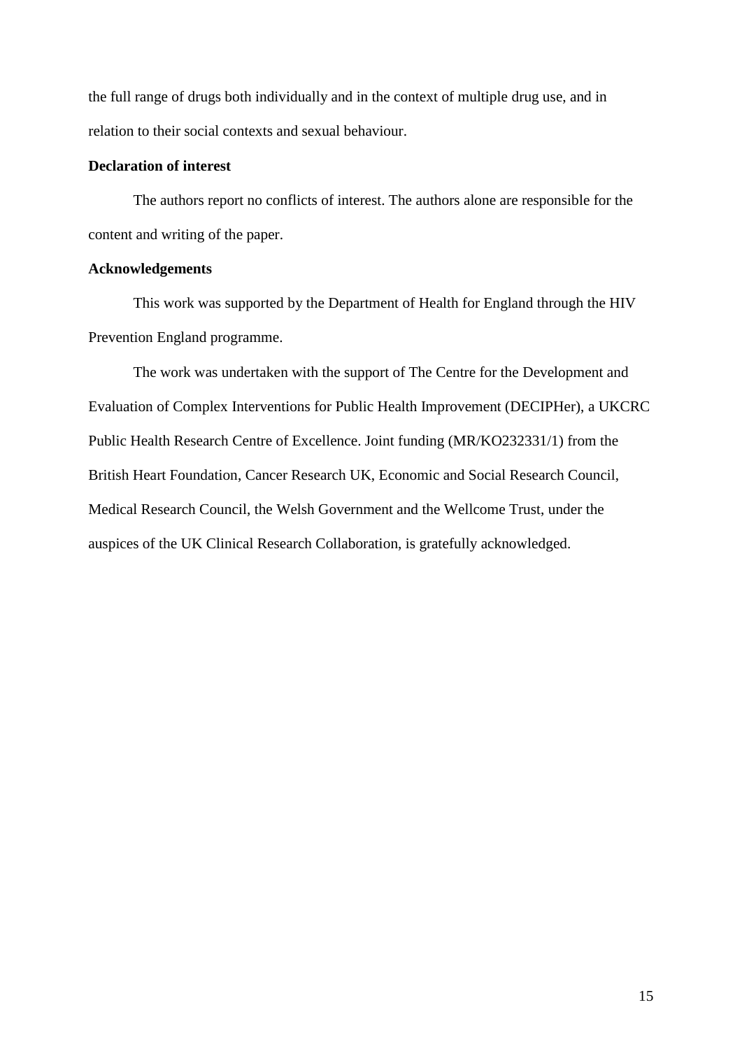the full range of drugs both individually and in the context of multiple drug use, and in relation to their social contexts and sexual behaviour.

## Declaration of interest

The authors report no conflicts of interest. The authors alone are responsible for the content and writing of the paper.

## Acknowledgements

This work was supported by the Department of Health for England through the HIV Prevention England programme.

The work was undertaken with the support of The Centre for the Development and Evaluation of Complex Interventions for Public Health Improvement (DECIPHer), a UKCRC Public Health Research Centre of Excellence. Joint funding (MR/KO232331/1) from the British Heart Foundation, Cancer Research UK, Economic and Social Research Council, Medical Research Council, the Welsh Government and the Wellcome Trust, under the auspices of the UK Clinical Research Collaboration, is gratefully acknowledged.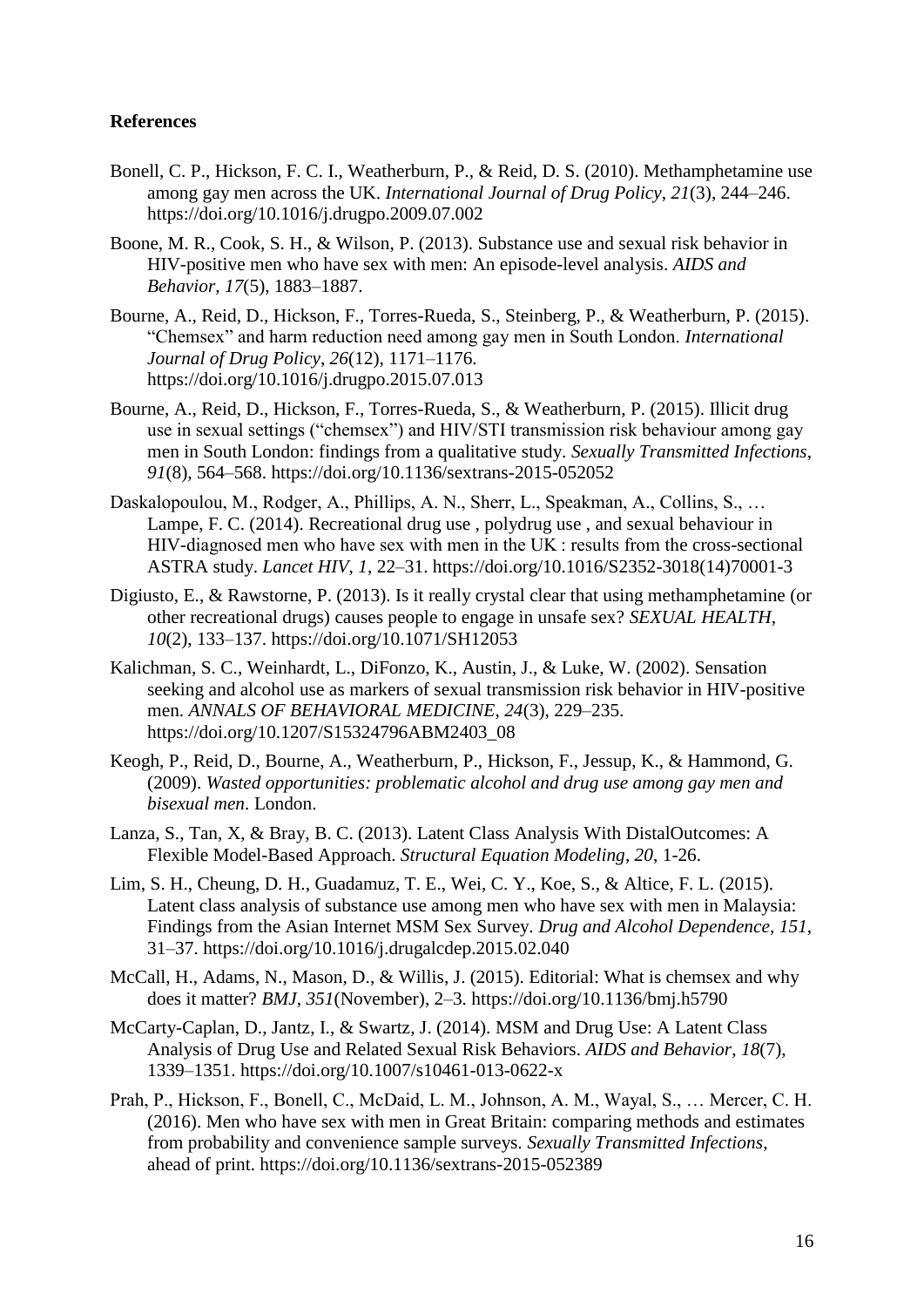## References

Bonell, C. P., Hickson, F. C. I., Weatherburn, P., & Reid, D. S. (2010). Methamphetamine use among gay men across the UK. *International Journal of Drug Policy*, *21*(3), 244–246. https://doi.org/10.1016/j.drugpo.2009.07.002

Boone, M. R., Cook, S. H., & Wilson, P. (2013). Substance use and sexual risk behavior in HIV-positive men who have sex with men: An episode-level analysis. *AIDS and Behavior*, *17*(5), 1883–1887.

Bourne, A., Reid, D., Hickson, F., Torres-Rueda, S., Steinberg, P., & Weatherburn, P. (2015). "Chemsex" and harm reduction need among gay men in South London. *International Journal of Drug Policy*, *26*(12), 1171–1176. https://doi.org/10.1016/j.drugpo.2015.07.013

Bourne, A., Reid, D., Hickson, F., Torres-Rueda, S., & Weatherburn, P. (2015). Illicit drug use in sexual settings ("chemsex") and HIV/STI transmission risk behaviour among gay men in South London: findings from a qualitative study. *Sexually Transmitted Infections*, *91*(8), 564–568. https://doi.org/10.1136/sextrans-2015-052052

Daskalopoulou, M., Rodger, A., Phillips, A. N., Sherr, L., Speakman, A., Collins, S., … Lampe, F. C. (2014). Recreational drug use , polydrug use , and sexual behaviour in HIV-diagnosed men who have sex with men in the UK : results from the cross-sectional ASTRA study. *Lancet HIV*, *1*, 22–31. https://doi.org/10.1016/S2352-3018(14)70001-3

Digiusto, E., & Rawstorne, P. (2013). Is it really crystal clear that using methamphetamine (or other recreational drugs) causes people to engage in unsafe sex? *SEXUAL HEALTH*, *10*(2), 133–137. https://doi.org/10.1071/SH12053

Kalichman, S. C., Weinhardt, L., DiFonzo, K., Austin, J., & Luke, W. (2002). Sensation seeking and alcohol use as markers of sexual transmission risk behavior in HIV-positive men. *ANNALS OF BEHAVIORAL MEDICINE*, *24*(3), 229–235. https://doi.org/10.1207/S15324796ABM2403_08

Keogh, P., Reid, D., Bourne, A., Weatherburn, P., Hickson, F., Jessup, K., & Hammond, G. (2009). *Wasted opportunities: problematic alcohol and drug use among gay men and bisexual men*. London.

Lanza, S., Tan, X, & Bray, B. C. (2013). Latent Class Analysis With DistalOutcomes: A Flexible Model-Based Approach. *Structural Equation Modeling*, *20*, 1-26.

Lim, S. H., Cheung, D. H., Guadamuz, T. E., Wei, C. Y., Koe, S., & Altice, F. L. (2015). Latent class analysis of substance use among men who have sex with men in Malaysia: Findings from the Asian Internet MSM Sex Survey. *Drug and Alcohol Dependence*, *151*, 31–37. https://doi.org/10.1016/j.drugalcdep.2015.02.040

McCall, H., Adams, N., Mason, D., & Willis, J. (2015). Editorial: What is chemsex and why does it matter? *BMJ*, *351*(November), 2–3. https://doi.org/10.1136/bmj.h5790

McCarty-Caplan, D., Jantz, I., & Swartz, J. (2014). MSM and Drug Use: A Latent Class Analysis of Drug Use and Related Sexual Risk Behaviors. *AIDS and Behavior*, *18*(7), 1339–1351. https://doi.org/10.1007/s10461-013-0622-x

Prah, P., Hickson, F., Bonell, C., McDaid, L. M., Johnson, A. M., Wayal, S., … Mercer, C. H. (2016). Men who have sex with men in Great Britain: comparing methods and estimates from probability and convenience sample surveys. *Sexually Transmitted Infections*, ahead of print. https://doi.org/10.1136/sextrans-2015-052389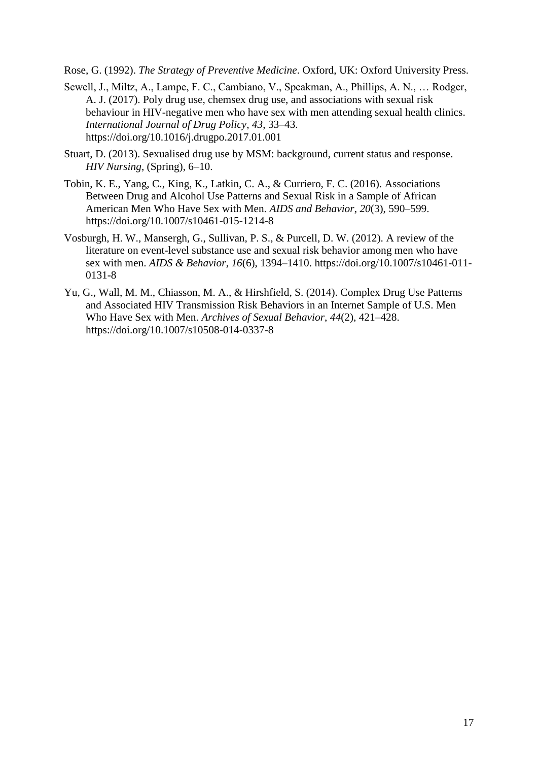Rose, G. (1992). *The Strategy of Preventive Medicine*. Oxford, UK: Oxford University Press.

Sewell, J., Miltz, A., Lampe, F. C., Cambiano, V., Speakman, A., Phillips, A. N., … Rodger, A. J. (2017). Poly drug use, chemsex drug use, and associations with sexual risk behaviour in HIV-negative men who have sex with men attending sexual health clinics. *International Journal of Drug Policy*, *43*, 33–43. https://doi.org/10.1016/j.drugpo.2017.01.001

Stuart, D. (2013). Sexualised drug use by MSM: background, current status and response. *HIV Nursing*, (Spring), 6–10.

Tobin, K. E., Yang, C., King, K., Latkin, C. A., & Curriero, F. C. (2016). Associations Between Drug and Alcohol Use Patterns and Sexual Risk in a Sample of African American Men Who Have Sex with Men. *AIDS and Behavior*, *20*(3), 590–599. https://doi.org/10.1007/s10461-015-1214-8

Vosburgh, H. W., Mansergh, G., Sullivan, P. S., & Purcell, D. W. (2012). A review of the literature on event-level substance use and sexual risk behavior among men who have sex with men. *AIDS & Behavior*, *16*(6), 1394–1410. https://doi.org/10.1007/s10461-011-0131-8

Yu, G., Wall, M. M., Chiasson, M. A., & Hirshfield, S. (2014). Complex Drug Use Patterns and Associated HIV Transmission Risk Behaviors in an Internet Sample of U.S. Men Who Have Sex with Men. *Archives of Sexual Behavior*, *44*(2), 421–428. https://doi.org/10.1007/s10508-014-0337-8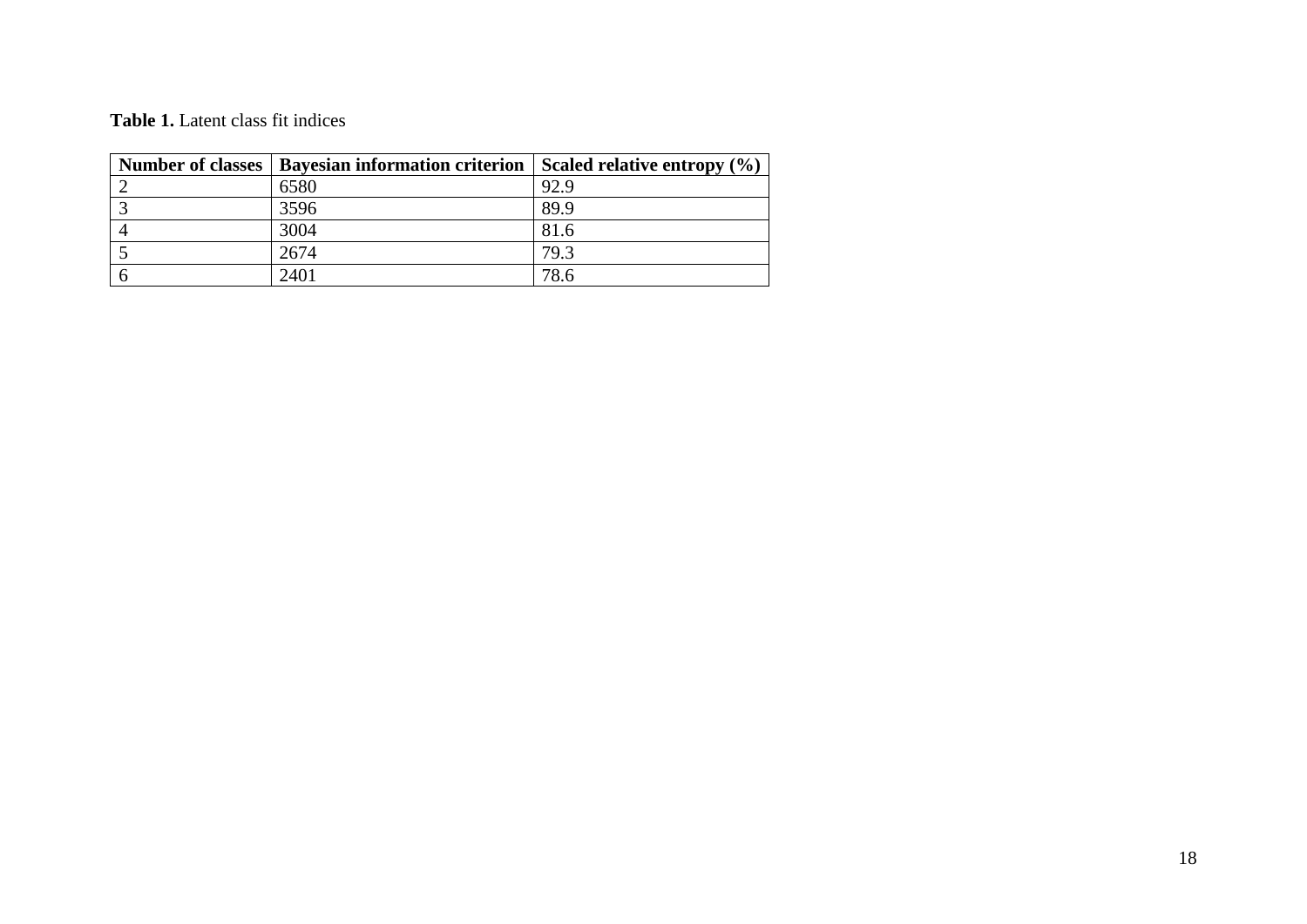**Table 1.** Latent class fit indices

| Number of classes | Bayesian information criterion | Scaled relative entropy (%) |
|---|---|---|
| 2 | 6580 | 92.9 |
| 3 | 3596 | 89.9 |
| 4 | 3004 | 81.6 |
| 5 | 2674 | 79.3 |
| 6 | 2401 | 78.6 |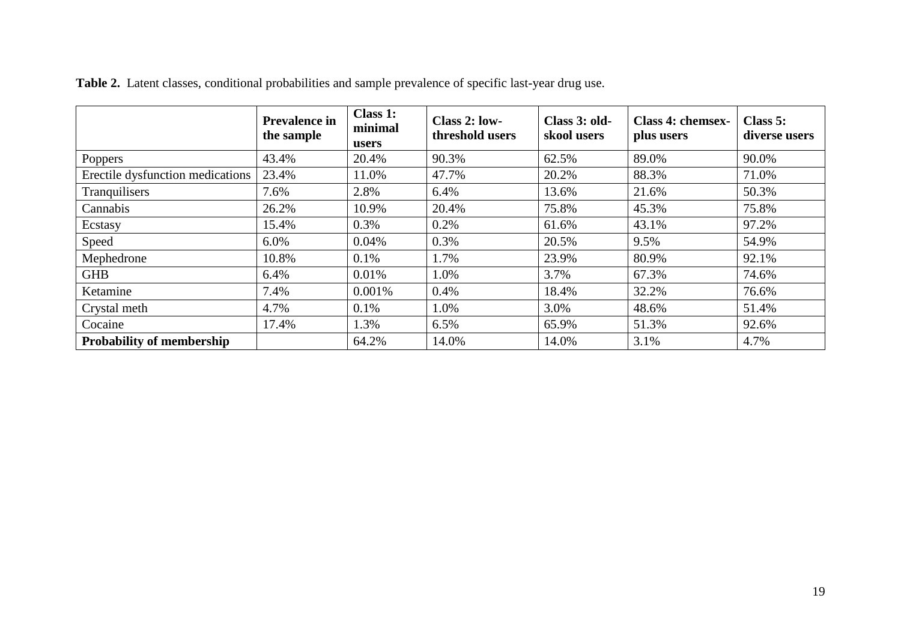**Table 2.** Latent classes, conditional probabilities and sample prevalence of specific last-year drug use.

| | **Prevalence in the sample** | **Class 1: minimal users** | **Class 2: low-threshold users** | **Class 3: old-skool users** | **Class 4: chemsex-plus users** | **Class 5: diverse users** |
|---|---|---|---|---|---|---|
| Poppers | 43.4% | 20.4% | 90.3% | 62.5% | 89.0% | 90.0% |
| Erectile dysfunction medications | 23.4% | 11.0% | 47.7% | 20.2% | 88.3% | 71.0% |
| Tranquilisers | 7.6% | 2.8% | 6.4% | 13.6% | 21.6% | 50.3% |
| Cannabis | 26.2% | 10.9% | 20.4% | 75.8% | 45.3% | 75.8% |
| Ecstasy | 15.4% | 0.3% | 0.2% | 61.6% | 43.1% | 97.2% |
| Speed | 6.0% | 0.04% | 0.3% | 20.5% | 9.5% | 54.9% |
| Mephedrone | 10.8% | 0.1% | 1.7% | 23.9% | 80.9% | 92.1% |
| GHB | 6.4% | 0.01% | 1.0% | 3.7% | 67.3% | 74.6% |
| Ketamine | 7.4% | 0.001% | 0.4% | 18.4% | 32.2% | 76.6% |
| Crystal meth | 4.7% | 0.1% | 1.0% | 3.0% | 48.6% | 51.4% |
| Cocaine | 17.4% | 1.3% | 6.5% | 65.9% | 51.3% | 92.6% |
| **Probability of membership** | | 64.2% | 14.0% | 14.0% | 3.1% | 4.7% |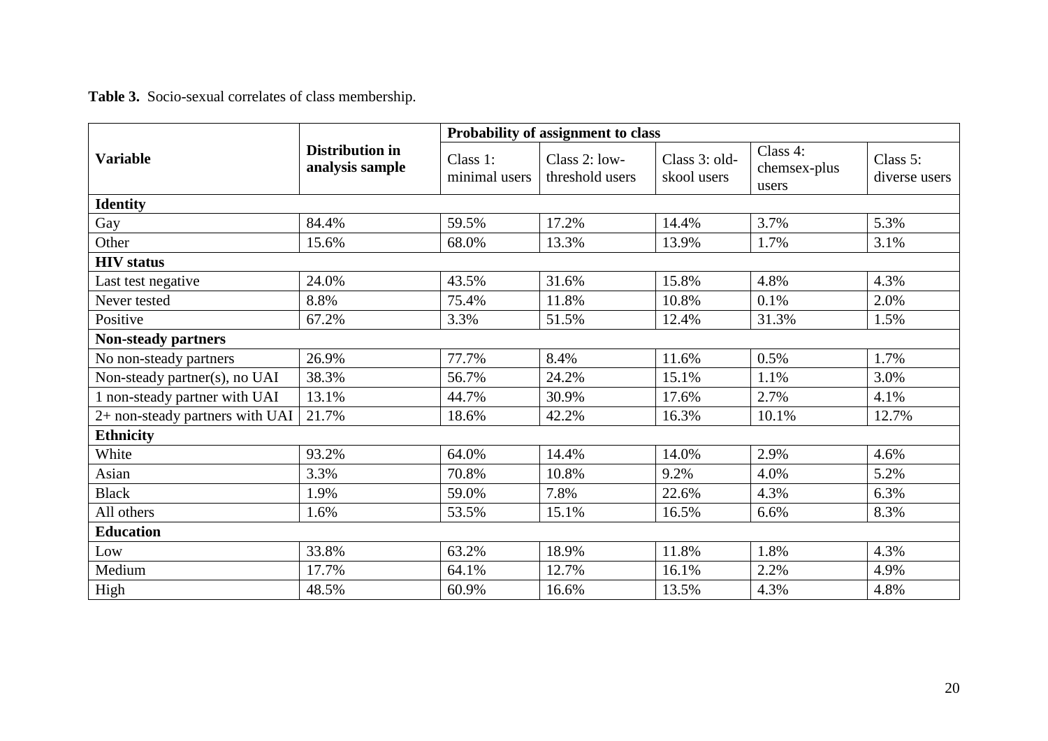**Table 3.** Socio-sexual correlates of class membership.

| Variable | Distribution in analysis sample | Probability of assignment to class | | | | |
|---|---|---|---|---|---|---|
| | | Class 1: minimal users | Class 2: low-threshold users | Class 3: old-skool users | Class 4: chemsex-plus users | Class 5: diverse users |
| **Identity** | | | | | | |
| Gay | 84.4% | 59.5% | 17.2% | 14.4% | 3.7% | 5.3% |
| Other | 15.6% | 68.0% | 13.3% | 13.9% | 1.7% | 3.1% |
| **HIV status** | | | | | | |
| Last test negative | 24.0% | 43.5% | 31.6% | 15.8% | 4.8% | 4.3% |
| Never tested | 8.8% | 75.4% | 11.8% | 10.8% | 0.1% | 2.0% |
| Positive | 67.2% | 3.3% | 51.5% | 12.4% | 31.3% | 1.5% |
| **Non-steady partners** | | | | | | |
| No non-steady partners | 26.9% | 77.7% | 8.4% | 11.6% | 0.5% | 1.7% |
| Non-steady partner(s), no UAI | 38.3% | 56.7% | 24.2% | 15.1% | 1.1% | 3.0% |
| 1 non-steady partner with UAI | 13.1% | 44.7% | 30.9% | 17.6% | 2.7% | 4.1% |
| 2+ non-steady partners with UAI | 21.7% | 18.6% | 42.2% | 16.3% | 10.1% | 12.7% |
| **Ethnicity** | | | | | | |
| White | 93.2% | 64.0% | 14.4% | 14.0% | 2.9% | 4.6% |
| Asian | 3.3% | 70.8% | 10.8% | 9.2% | 4.0% | 5.2% |
| Black | 1.9% | 59.0% | 7.8% | 22.6% | 4.3% | 6.3% |
| All others | 1.6% | 53.5% | 15.1% | 16.5% | 6.6% | 8.3% |
| **Education** | | | | | | |
| Low | 33.8% | 63.2% | 18.9% | 11.8% | 1.8% | 4.3% |
| Medium | 17.7% | 64.1% | 12.7% | 16.1% | 2.2% | 4.9% |
| High | 48.5% | 60.9% | 16.6% | 13.5% | 4.3% | 4.8% |